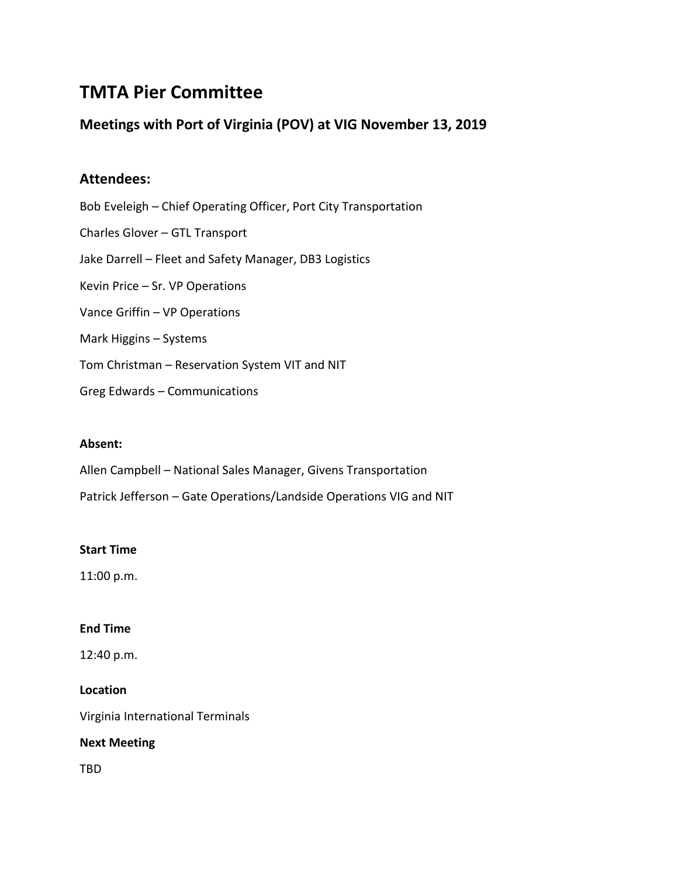# TMTA Pier Committee

## Meetings with Port of Virginia (POV) at VIG November 13, 2019

### Attendees:

Bob Eveleigh – Chief Operating Officer, Port City Transportation

Charles Glover – GTL Transport

Jake Darrell – Fleet and Safety Manager, DB3 Logistics

Kevin Price – Sr. VP Operations

Vance Griffin – VP Operations

Mark Higgins – Systems

Tom Christman – Reservation System VIT and NIT

Greg Edwards – Communications

**Absent:**

Allen Campbell – National Sales Manager, Givens Transportation

Patrick Jefferson – Gate Operations/Landside Operations VIG and NIT

**Start Time**

11:00 p.m.

**End Time**

12:40 p.m.

**Location**

Virginia International Terminals

**Next Meeting**

TBD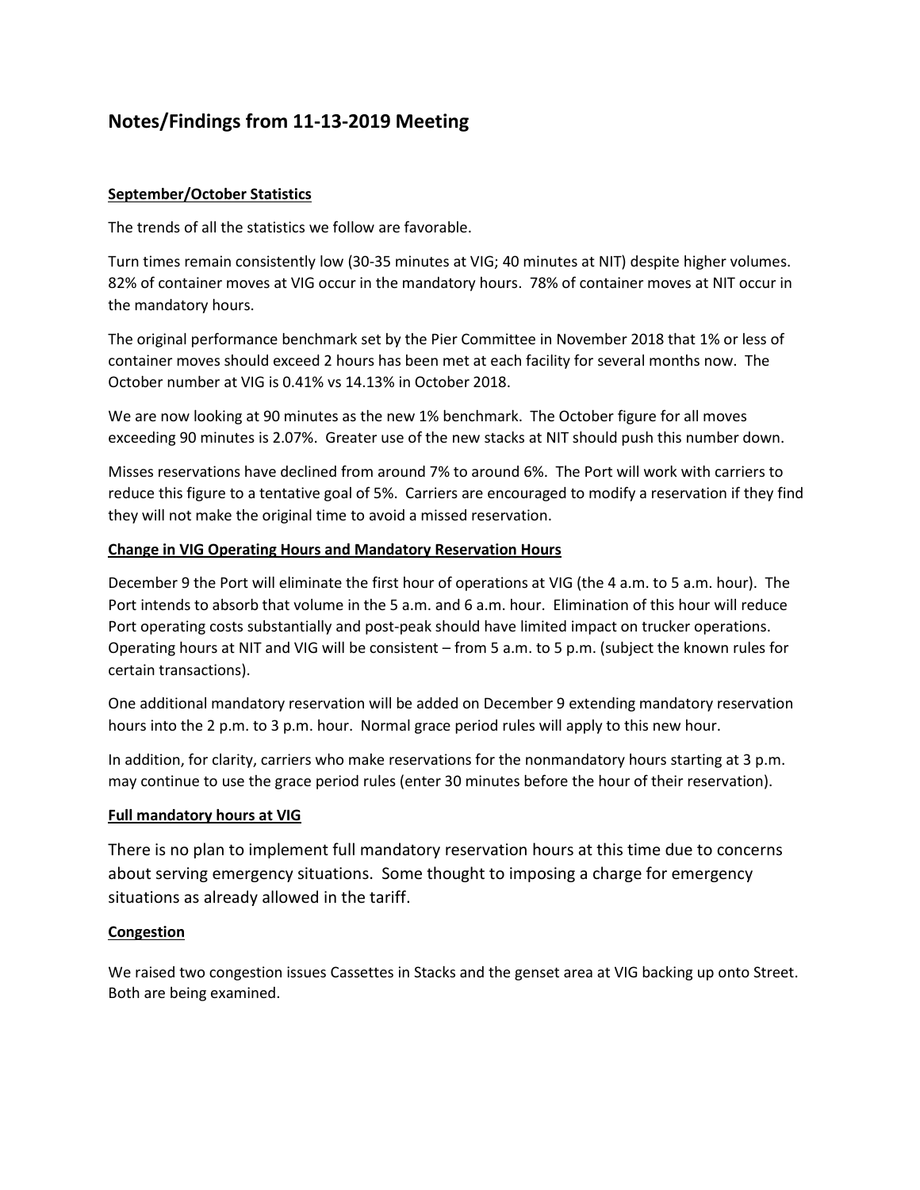# Notes/Findings from 11-13-2019 Meeting

**September/October Statistics**

The trends of all the statistics we follow are favorable.

Turn times remain consistently low (30-35 minutes at VIG; 40 minutes at NIT) despite higher volumes. 82% of container moves at VIG occur in the mandatory hours. 78% of container moves at NIT occur in the mandatory hours.

The original performance benchmark set by the Pier Committee in November 2018 that 1% or less of container moves should exceed 2 hours has been met at each facility for several months now. The October number at VIG is 0.41% vs 14.13% in October 2018.

We are now looking at 90 minutes as the new 1% benchmark. The October figure for all moves exceeding 90 minutes is 2.07%. Greater use of the new stacks at NIT should push this number down.

Misses reservations have declined from around 7% to around 6%. The Port will work with carriers to reduce this figure to a tentative goal of 5%. Carriers are encouraged to modify a reservation if they find they will not make the original time to avoid a missed reservation.

**Change in VIG Operating Hours and Mandatory Reservation Hours**

December 9 the Port will eliminate the first hour of operations at VIG (the 4 a.m. to 5 a.m. hour). The Port intends to absorb that volume in the 5 a.m. and 6 a.m. hour. Elimination of this hour will reduce Port operating costs substantially and post-peak should have limited impact on trucker operations. Operating hours at NIT and VIG will be consistent – from 5 a.m. to 5 p.m. (subject the known rules for certain transactions).

One additional mandatory reservation will be added on December 9 extending mandatory reservation hours into the 2 p.m. to 3 p.m. hour. Normal grace period rules will apply to this new hour.

In addition, for clarity, carriers who make reservations for the nonmandatory hours starting at 3 p.m. may continue to use the grace period rules (enter 30 minutes before the hour of their reservation).

**Full mandatory hours at VIG**

There is no plan to implement full mandatory reservation hours at this time due to concerns about serving emergency situations. Some thought to imposing a charge for emergency situations as already allowed in the tariff.

**Congestion**

We raised two congestion issues Cassettes in Stacks and the genset area at VIG backing up onto Street. Both are being examined.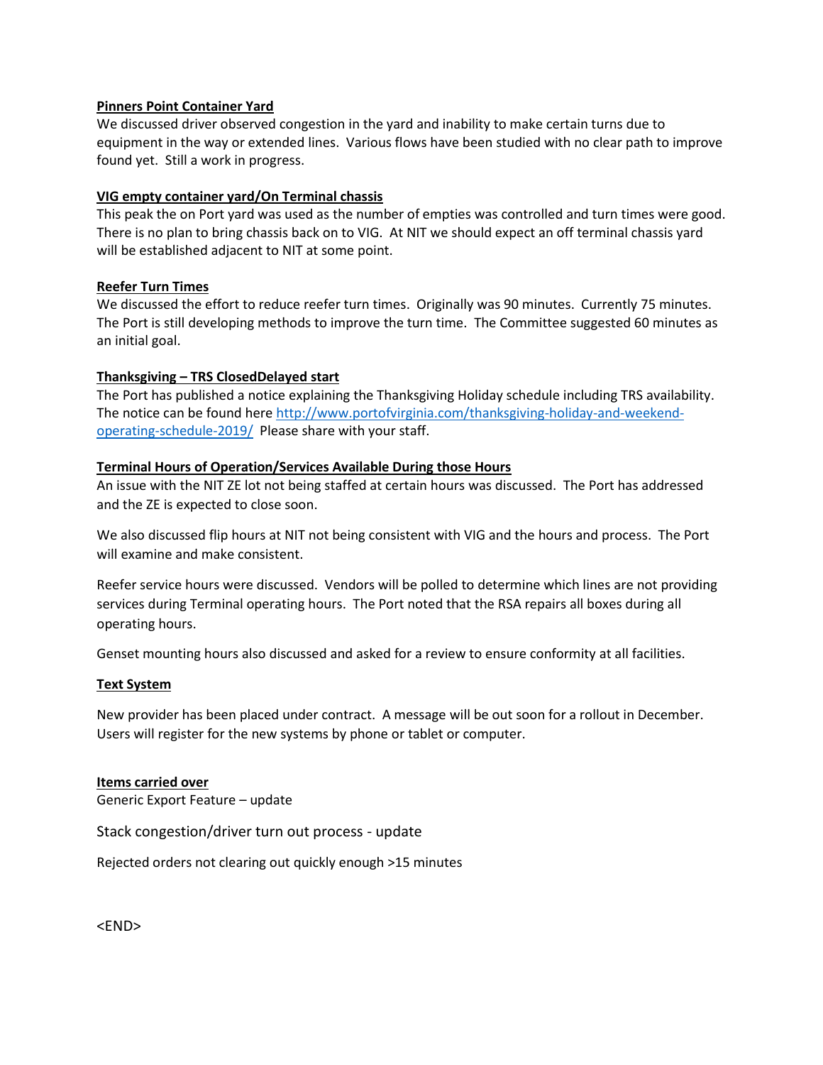**Pinners Point Container Yard**

We discussed driver observed congestion in the yard and inability to make certain turns due to equipment in the way or extended lines. Various flows have been studied with no clear path to improve found yet. Still a work in progress.

**VIG empty container yard/On Terminal chassis**

This peak the on Port yard was used as the number of empties was controlled and turn times were good. There is no plan to bring chassis back on to VIG. At NIT we should expect an off terminal chassis yard will be established adjacent to NIT at some point.

**Reefer Turn Times**

We discussed the effort to reduce reefer turn times. Originally was 90 minutes. Currently 75 minutes. The Port is still developing methods to improve the turn time. The Committee suggested 60 minutes as an initial goal.

**Thanksgiving – TRS ClosedDelayed start**

The Port has published a notice explaining the Thanksgiving Holiday schedule including TRS availability. The notice can be found here [http://www.portofvirginia.com/thanksgiving-holiday-and-weekend-operating-schedule-2019/](http://www.portofvirginia.com/thanksgiving-holiday-and-weekend-operating-schedule-2019/) Please share with your staff.

**Terminal Hours of Operation/Services Available During those Hours**

An issue with the NIT ZE lot not being staffed at certain hours was discussed. The Port has addressed and the ZE is expected to close soon.

We also discussed flip hours at NIT not being consistent with VIG and the hours and process. The Port will examine and make consistent.

Reefer service hours were discussed. Vendors will be polled to determine which lines are not providing services during Terminal operating hours. The Port noted that the RSA repairs all boxes during all operating hours.

Genset mounting hours also discussed and asked for a review to ensure conformity at all facilities.

**Text System**

New provider has been placed under contract. A message will be out soon for a rollout in December. Users will register for the new systems by phone or tablet or computer.

**Items carried over**

Generic Export Feature – update

Stack congestion/driver turn out process - update

Rejected orders not clearing out quickly enough >15 minutes

<END>